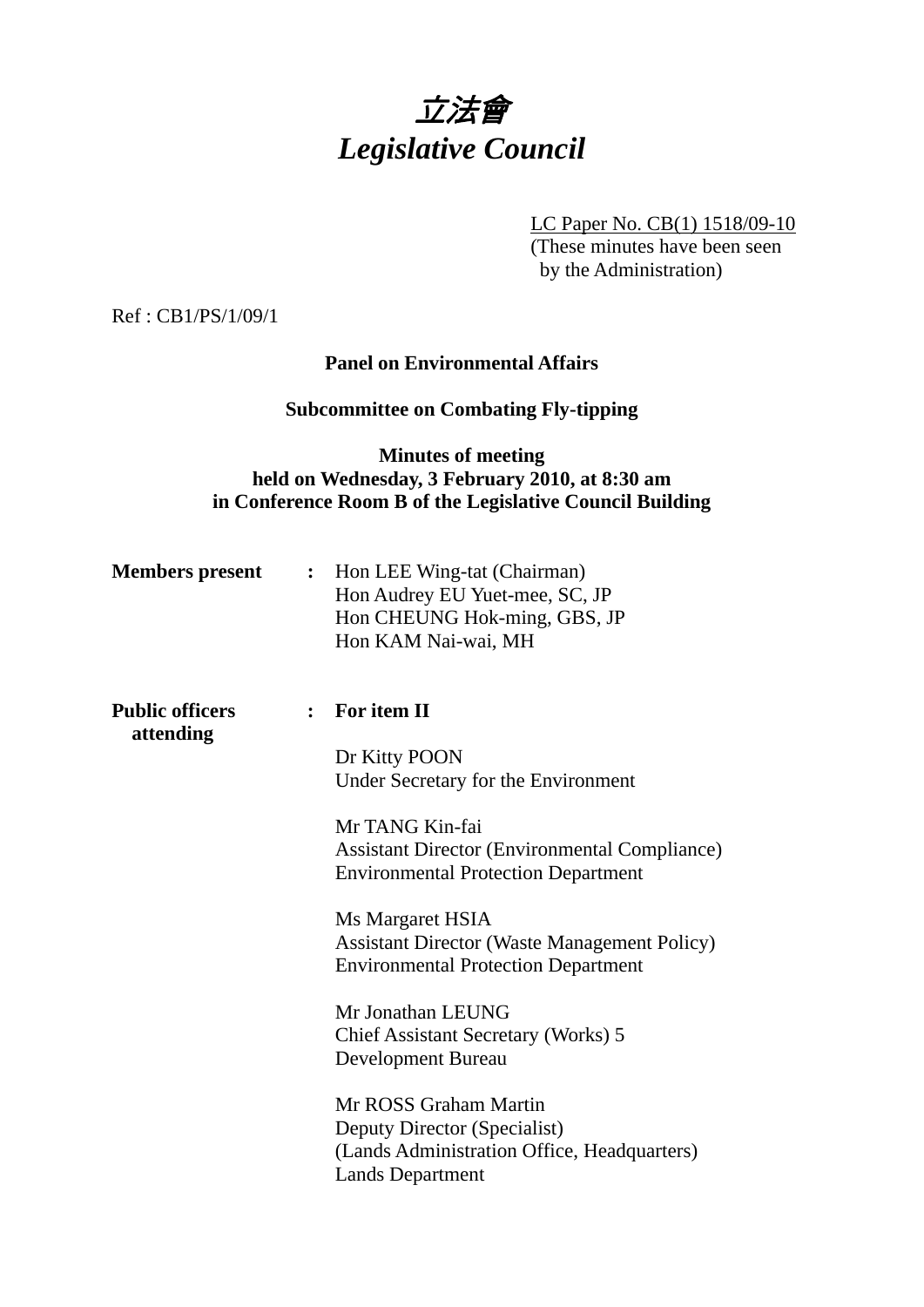# *立法會*
# *Legislative Council*

LC Paper No. CB(1) 1518/09-10
(These minutes have been seen by the Administration)

Ref : CB1/PS/1/09/1

**Panel on Environmental Affairs**

**Subcommittee on Combating Fly-tipping**

**Minutes of meeting**
**held on Wednesday, 3 February 2010, at 8:30 am**
**in Conference Room B of the Legislative Council Building**

| | | |
|---|---|---|
| **Members present** | : | Hon LEE Wing-tat (Chairman)<br>Hon Audrey EU Yuet-mee, SC, JP<br>Hon CHEUNG Hok-ming, GBS, JP<br>Hon KAM Nai-wai, MH |
| **Public officers attending** | : | **For item II**<br><br>Dr Kitty POON<br>Under Secretary for the Environment<br><br>Mr TANG Kin-fai<br>Assistant Director (Environmental Compliance)<br>Environmental Protection Department<br><br>Ms Margaret HSIA<br>Assistant Director (Waste Management Policy)<br>Environmental Protection Department<br><br>Mr Jonathan LEUNG<br>Chief Assistant Secretary (Works) 5<br>Development Bureau<br><br>Mr ROSS Graham Martin<br>Deputy Director (Specialist)<br>(Lands Administration Office, Headquarters)<br>Lands Department |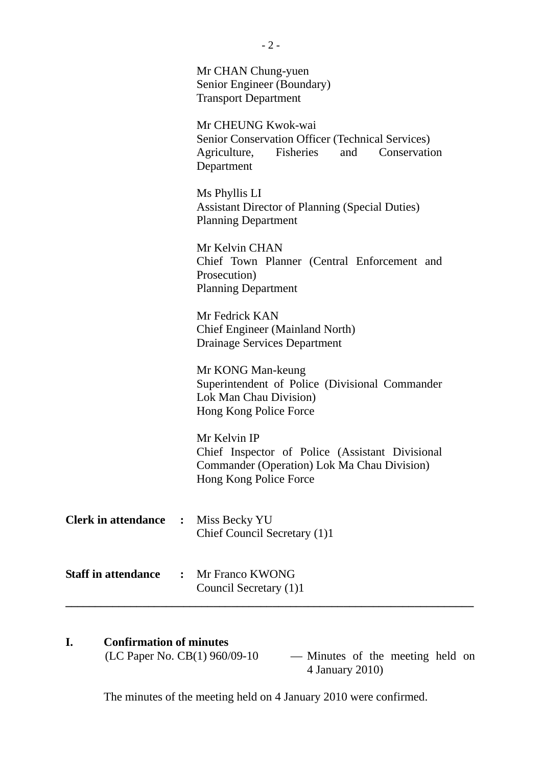Mr CHAN Chung-yuen
Senior Engineer (Boundary)
Transport Department

Mr CHEUNG Kwok-wai
Senior Conservation Officer (Technical Services)
Agriculture, Fisheries and Conservation Department

Ms Phyllis LI
Assistant Director of Planning (Special Duties)
Planning Department

Mr Kelvin CHAN
Chief Town Planner (Central Enforcement and Prosecution)
Planning Department

Mr Fedrick KAN
Chief Engineer (Mainland North)
Drainage Services Department

Mr KONG Man-keung
Superintendent of Police (Divisional Commander Lok Man Chau Division)
Hong Kong Police Force

Mr Kelvin IP
Chief Inspector of Police (Assistant Divisional Commander (Operation) Lok Ma Chau Division)
Hong Kong Police Force

**Clerk in attendance :** Miss Becky YU
Chief Council Secretary (1)1

**Staff in attendance :** Mr Franco KWONG
Council Secretary (1)1

---

## I. Confirmation of minutes

(LC Paper No. CB(1) 960/09-10 — Minutes of the meeting held on 4 January 2010)

The minutes of the meeting held on 4 January 2010 were confirmed.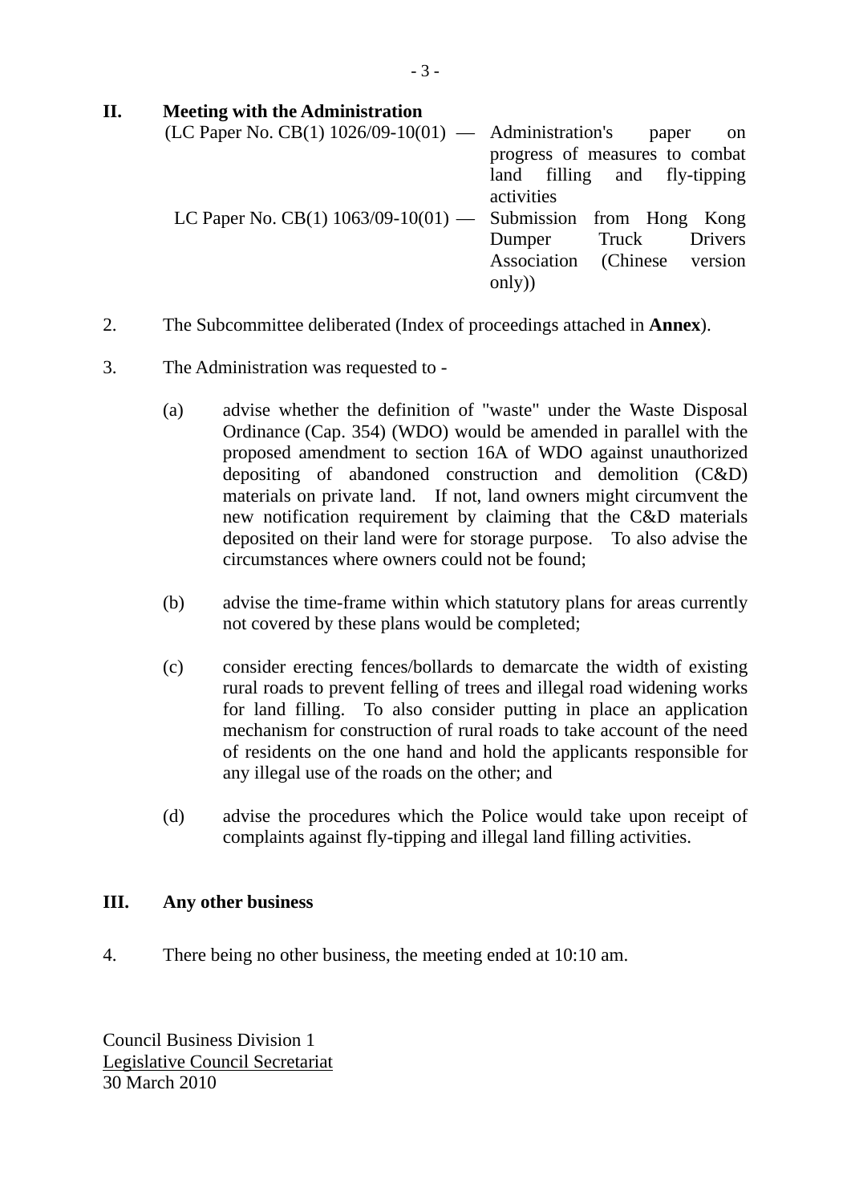## II. Meeting with the Administration

(LC Paper No. CB(1) 1026/09-10(01) — Administration's paper on progress of measures to combat land filling and fly-tipping activities

LC Paper No. CB(1) 1063/09-10(01) — Submission from Hong Kong Dumper Truck Drivers Association (Chinese version only))

2. The Subcommittee deliberated (Index of proceedings attached in **Annex**).

3. The Administration was requested to -

(a) advise whether the definition of "waste" under the Waste Disposal Ordinance (Cap. 354) (WDO) would be amended in parallel with the proposed amendment to section 16A of WDO against unauthorized depositing of abandoned construction and demolition (C&D) materials on private land. If not, land owners might circumvent the new notification requirement by claiming that the C&D materials deposited on their land were for storage purpose. To also advise the circumstances where owners could not be found;

(b) advise the time-frame within which statutory plans for areas currently not covered by these plans would be completed;

(c) consider erecting fences/bollards to demarcate the width of existing rural roads to prevent felling of trees and illegal road widening works for land filling. To also consider putting in place an application mechanism for construction of rural roads to take account of the need of residents on the one hand and hold the applicants responsible for any illegal use of the roads on the other; and

(d) advise the procedures which the Police would take upon receipt of complaints against fly-tipping and illegal land filling activities.

## III. Any other business

4. There being no other business, the meeting ended at 10:10 am.

Council Business Division 1
Legislative Council Secretariat
30 March 2010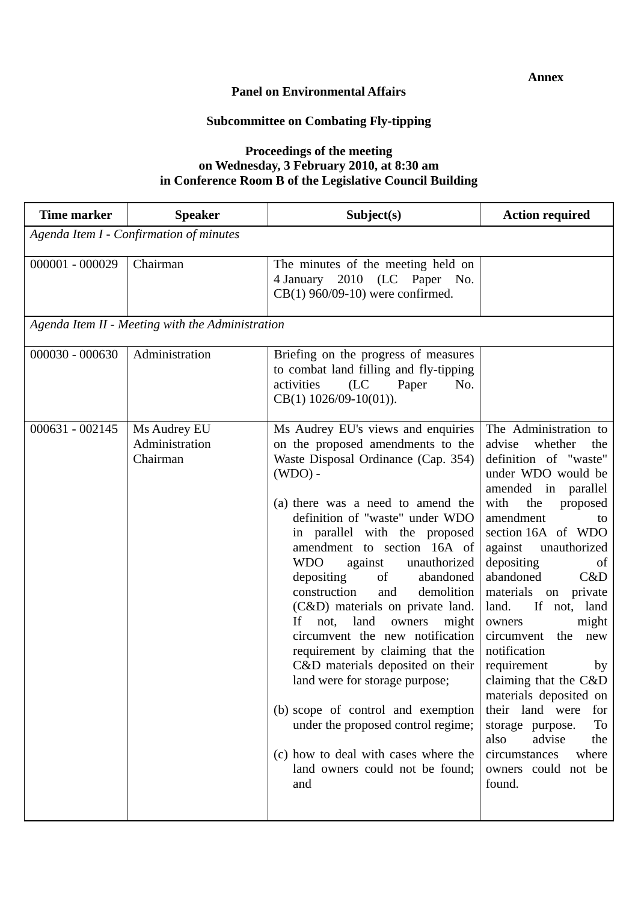**Annex**

**Panel on Environmental Affairs**

**Subcommittee on Combating Fly-tipping**

**Proceedings of the meeting**
**on Wednesday, 3 February 2010, at 8:30 am**
**in Conference Room B of the Legislative Council Building**

| Time marker | Speaker | Subject(s) | Action required |
|---|---|---|---|
| *Agenda Item I - Confirmation of minutes* | | | |
| 000001 - 000029 | Chairman | The minutes of the meeting held on 4 January 2010 (LC Paper No. CB(1) 960/09-10) were confirmed. | |
| *Agenda Item II - Meeting with the Administration* | | | |
| 000030 - 000630 | Administration | Briefing on the progress of measures to combat land filling and fly-tipping activities (LC Paper No. CB(1) 1026/09-10(01)). | |
| 000631 - 002145 | Ms Audrey EU<br>Administration<br>Chairman | Ms Audrey EU's views and enquiries on the proposed amendments to the Waste Disposal Ordinance (Cap. 354) (WDO) -<br><br>(a) there was a need to amend the definition of "waste" under WDO in parallel with the proposed amendment to section 16A of WDO against unauthorized depositing of abandoned construction and demolition (C&D) materials on private land. If not, land owners might circumvent the new notification requirement by claiming that the C&D materials deposited on their land were for storage purpose;<br><br>(b) scope of control and exemption under the proposed control regime;<br><br>(c) how to deal with cases where the land owners could not be found; and | The Administration to advise whether the definition of "waste" under WDO would be amended in parallel with the proposed amendment to section 16A of WDO against unauthorized depositing of abandoned C&D materials on private land. If not, land owners might circumvent the new notification requirement by claiming that the C&D materials deposited on their land were for storage purpose. To also advise the circumstances where owners could not be found. |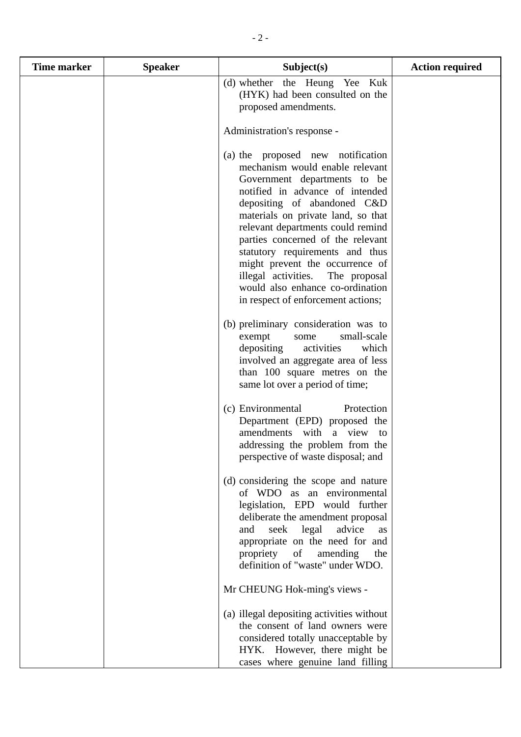| Time marker | Speaker | Subject(s) | Action required |
|---|---|---|---|
| | | (d) whether the Heung Yee Kuk (HYK) had been consulted on the proposed amendments.<br><br>Administration's response -<br><br>(a) the proposed new notification mechanism would enable relevant Government departments to be notified in advance of intended depositing of abandoned C&D materials on private land, so that relevant departments could remind parties concerned of the relevant statutory requirements and thus might prevent the occurrence of illegal activities. The proposal would also enhance co-ordination in respect of enforcement actions;<br><br>(b) preliminary consideration was to exempt some small-scale depositing activities which involved an aggregate area of less than 100 square metres on the same lot over a period of time;<br><br>(c) Environmental Protection Department (EPD) proposed the amendments with a view to addressing the problem from the perspective of waste disposal; and<br><br>(d) considering the scope and nature of WDO as an environmental legislation, EPD would further deliberate the amendment proposal and seek legal advice as appropriate on the need for and propriety of amending the definition of "waste" under WDO.<br><br>Mr CHEUNG Hok-ming's views -<br><br>(a) illegal depositing activities without the consent of land owners were considered totally unacceptable by HYK. However, there might be cases where genuine land filling | |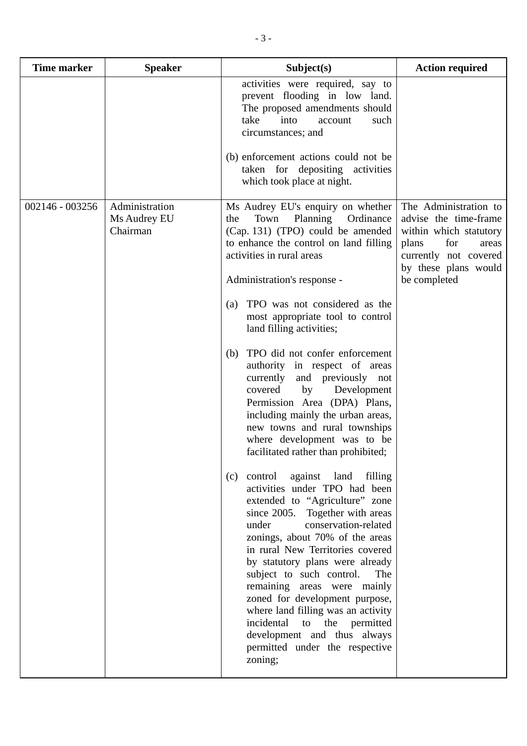| Time marker | Speaker | Subject(s) | Action required |
|---|---|---|---|
| | | activities were required, say to prevent flooding in low land. The proposed amendments should take into account such circumstances; and<br><br>(b) enforcement actions could not be taken for depositing activities which took place at night. | |
| 002146 - 003256 | Administration<br>Ms Audrey EU<br>Chairman | Ms Audrey EU's enquiry on whether the Town Planning Ordinance (Cap. 131) (TPO) could be amended to enhance the control on land filling activities in rural areas<br><br>Administration's response -<br><br>(a) TPO was not considered as the most appropriate tool to control land filling activities;<br><br>(b) TPO did not confer enforcement authority in respect of areas currently and previously not covered by Development Permission Area (DPA) Plans, including mainly the urban areas, new towns and rural townships where development was to be facilitated rather than prohibited;<br><br>(c) control against land filling activities under TPO had been extended to "Agriculture" zone since 2005. Together with areas under conservation-related zonings, about 70% of the areas in rural New Territories covered by statutory plans were already subject to such control. The remaining areas were mainly zoned for development purpose, where land filling was an activity incidental to the permitted development and thus always permitted under the respective zoning; | The Administration to advise the time-frame within which statutory plans for areas currently not covered by these plans would be completed |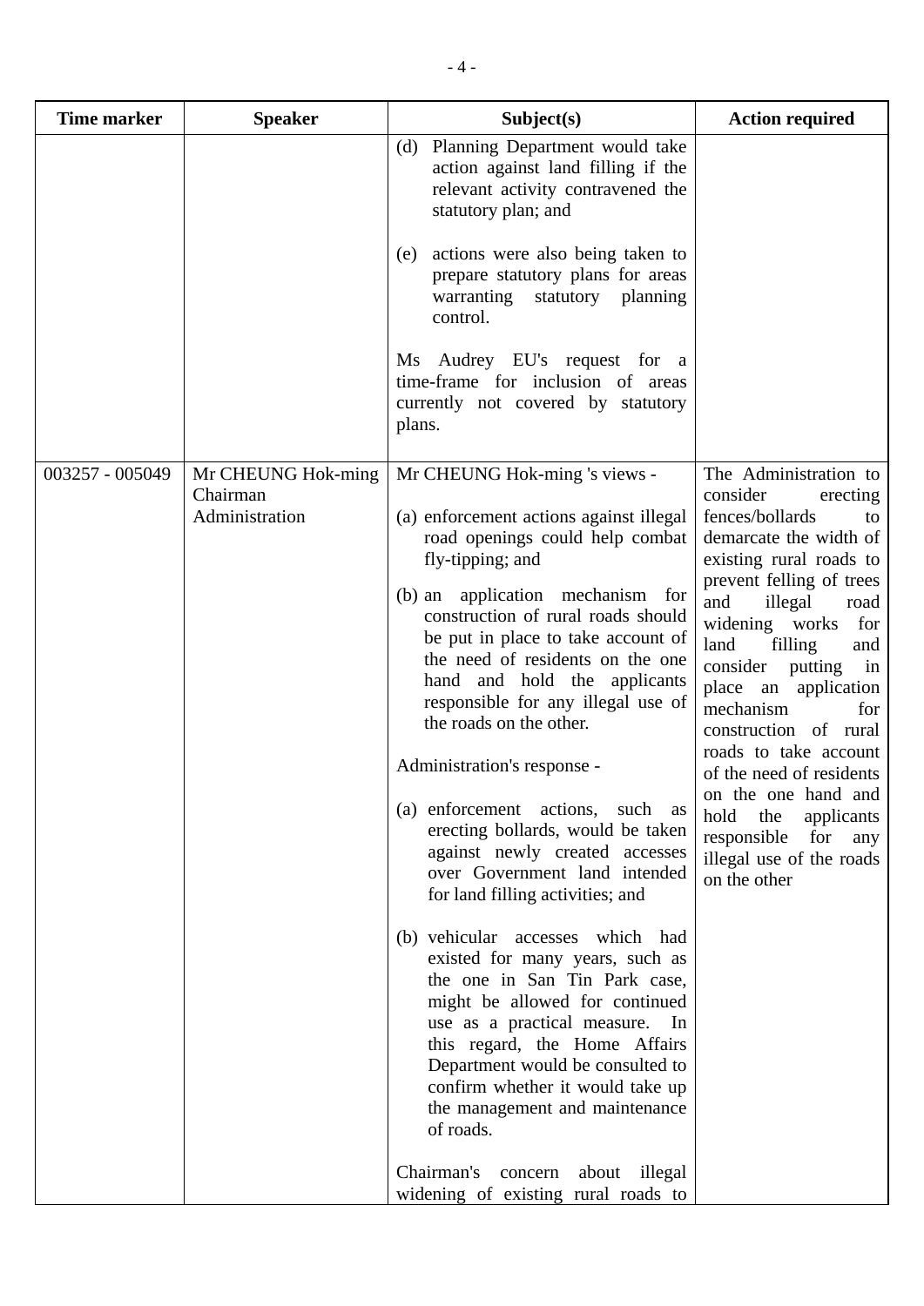| Time marker | Speaker | Subject(s) | Action required |
|---|---|---|---|
| | | (d) Planning Department would take action against land filling if the relevant activity contravened the statutory plan; and<br><br>(e) actions were also being taken to prepare statutory plans for areas warranting statutory planning control.<br><br>Ms Audrey EU's request for a time-frame for inclusion of areas currently not covered by statutory plans. | |
| 003257 - 005049 | Mr CHEUNG Hok-ming<br>Chairman<br>Administration | Mr CHEUNG Hok-ming 's views -<br><br>(a) enforcement actions against illegal road openings could help combat fly-tipping; and<br><br>(b) an application mechanism for construction of rural roads should be put in place to take account of the need of residents on the one hand and hold the applicants responsible for any illegal use of the roads on the other.<br><br>Administration's response -<br><br>(a) enforcement actions, such as erecting bollards, would be taken against newly created accesses over Government land intended for land filling activities; and<br><br>(b) vehicular accesses which had existed for many years, such as the one in San Tin Park case, might be allowed for continued use as a practical measure. In this regard, the Home Affairs Department would be consulted to confirm whether it would take up the management and maintenance of roads.<br><br>Chairman's concern about illegal widening of existing rural roads to | The Administration to consider erecting fences/bollards to demarcate the width of existing rural roads to prevent felling of trees and illegal road widening works for land filling and consider putting in place an application mechanism for construction of rural roads to take account of the need of residents on the one hand and hold the applicants responsible for any illegal use of the roads on the other |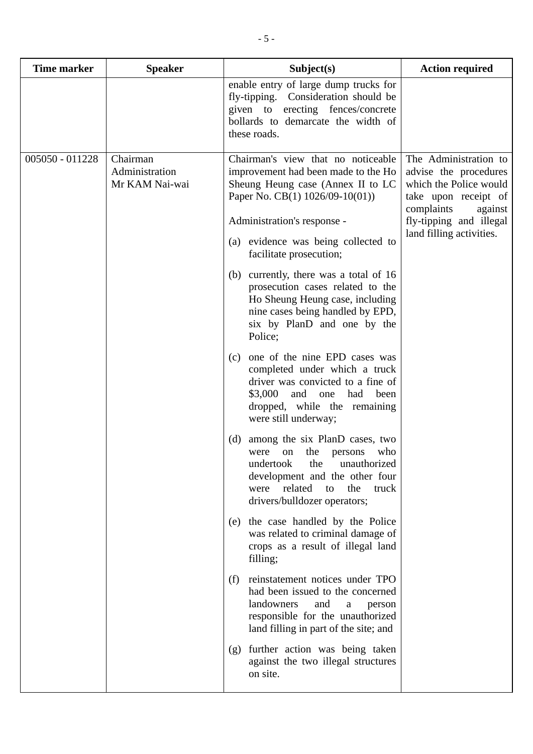| Time marker | Speaker | Subject(s) | Action required |
|---|---|---|---|
| | | enable entry of large dump trucks for fly-tipping. Consideration should be given to erecting fences/concrete bollards to demarcate the width of these roads. | |
| 005050 - 011228 | Chairman<br>Administration<br>Mr KAM Nai-wai | Chairman's view that no noticeable improvement had been made to the Ho Sheung Heung case (Annex II to LC Paper No. CB(1) 1026/09-10(01))<br><br>Administration's response -<br><br>(a) evidence was being collected to facilitate prosecution;<br><br>(b) currently, there was a total of 16 prosecution cases related to the Ho Sheung Heung case, including nine cases being handled by EPD, six by PlanD and one by the Police;<br><br>(c) one of the nine EPD cases was completed under which a truck driver was convicted to a fine of $3,000 and one had been dropped, while the remaining were still underway;<br><br>(d) among the six PlanD cases, two were on the persons who undertook the unauthorized development and the other four were related to the truck drivers/bulldozer operators;<br><br>(e) the case handled by the Police was related to criminal damage of crops as a result of illegal land filling;<br><br>(f) reinstatement notices under TPO had been issued to the concerned landowners and a person responsible for the unauthorized land filling in part of the site; and<br><br>(g) further action was being taken against the two illegal structures on site. | The Administration to advise the procedures which the Police would take upon receipt of complaints against fly-tipping and illegal land filling activities. |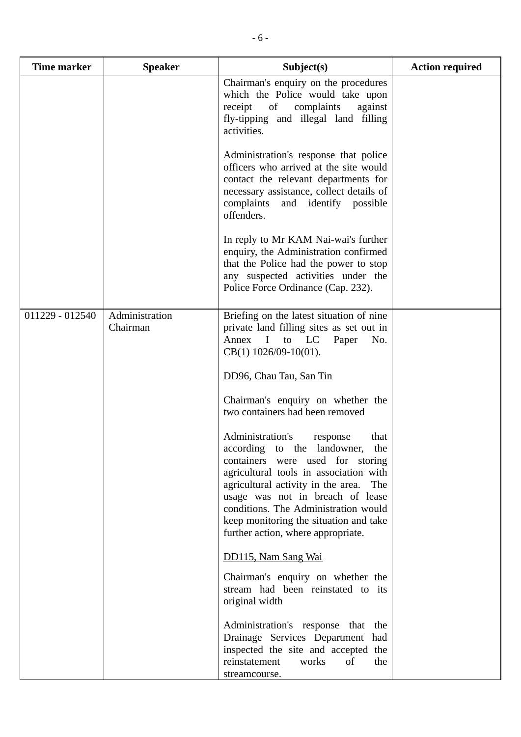| Time marker | Speaker | Subject(s) | Action required |
|---|---|---|---|
| | | Chairman's enquiry on the procedures which the Police would take upon receipt of complaints against fly-tipping and illegal land filling activities.<br><br>Administration's response that police officers who arrived at the site would contact the relevant departments for necessary assistance, collect details of complaints and identify possible offenders.<br><br>In reply to Mr KAM Nai-wai's further enquiry, the Administration confirmed that the Police had the power to stop any suspected activities under the Police Force Ordinance (Cap. 232). | |
| 011229 - 012540 | Administration<br>Chairman | Briefing on the latest situation of nine private land filling sites as set out in Annex I to LC Paper No. CB(1) 1026/09-10(01).<br><br><u>DD96, Chau Tau, San Tin</u><br><br>Chairman's enquiry on whether the two containers had been removed<br><br>Administration's response that according to the landowner, the containers were used for storing agricultural tools in association with agricultural activity in the area. The usage was not in breach of lease conditions. The Administration would keep monitoring the situation and take further action, where appropriate.<br><br><u>DD115, Nam Sang Wai</u><br><br>Chairman's enquiry on whether the stream had been reinstated to its original width<br><br>Administration's response that the Drainage Services Department had inspected the site and accepted the reinstatement works of the streamcourse. | |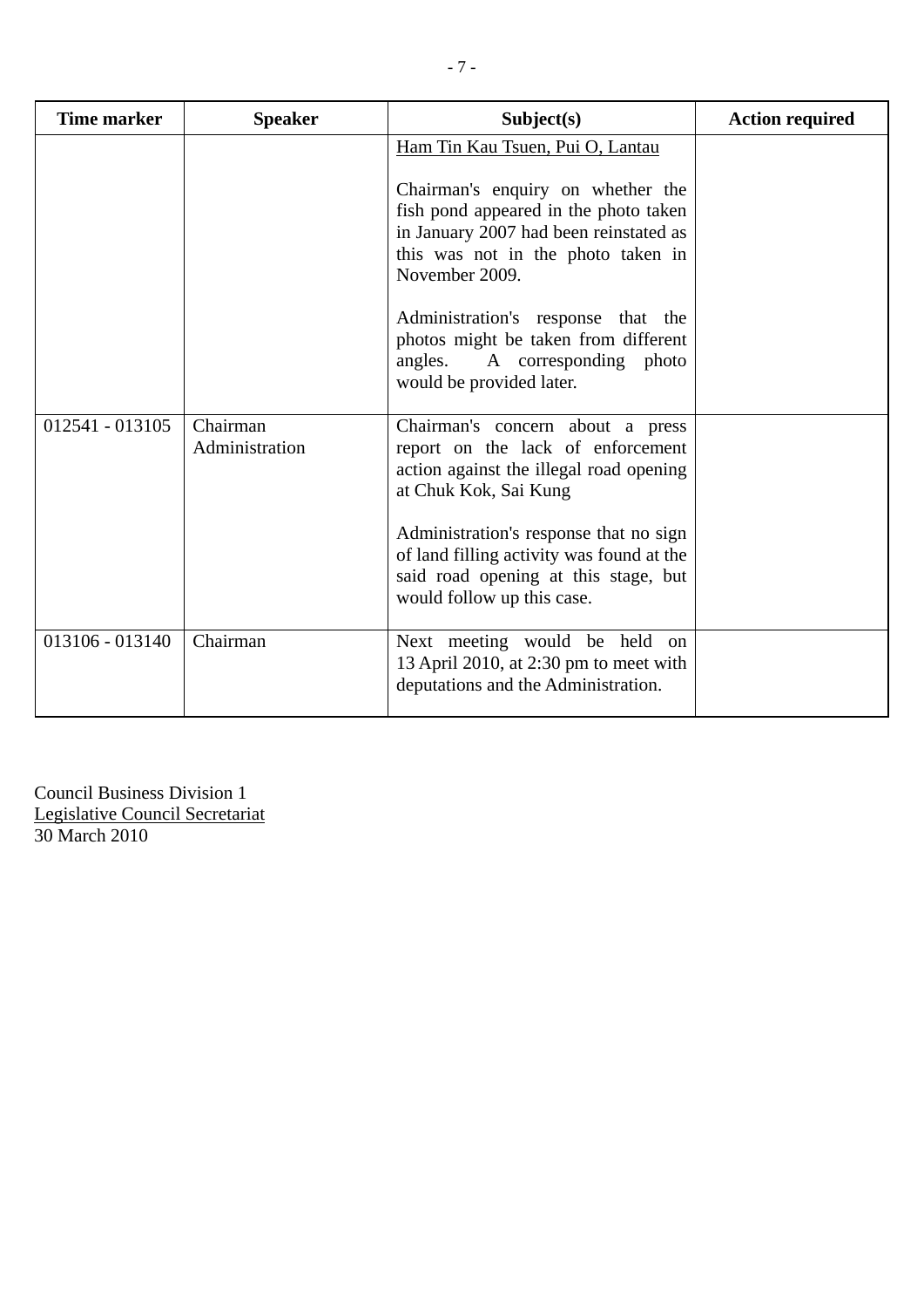| Time marker | Speaker | Subject(s) | Action required |
|---|---|---|---|
| | | Ham Tin Kau Tsuen, Pui O, Lantau<br><br>Chairman's enquiry on whether the fish pond appeared in the photo taken in January 2007 had been reinstated as this was not in the photo taken in November 2009.<br><br>Administration's response that the photos might be taken from different angles. A corresponding photo would be provided later. | |
| 012541 - 013105 | Chairman<br>Administration | Chairman's concern about a press report on the lack of enforcement action against the illegal road opening at Chuk Kok, Sai Kung<br><br>Administration's response that no sign of land filling activity was found at the said road opening at this stage, but would follow up this case. | |
| 013106 - 013140 | Chairman | Next meeting would be held on 13 April 2010, at 2:30 pm to meet with deputations and the Administration. | |

Council Business Division 1
Legislative Council Secretariat
30 March 2010